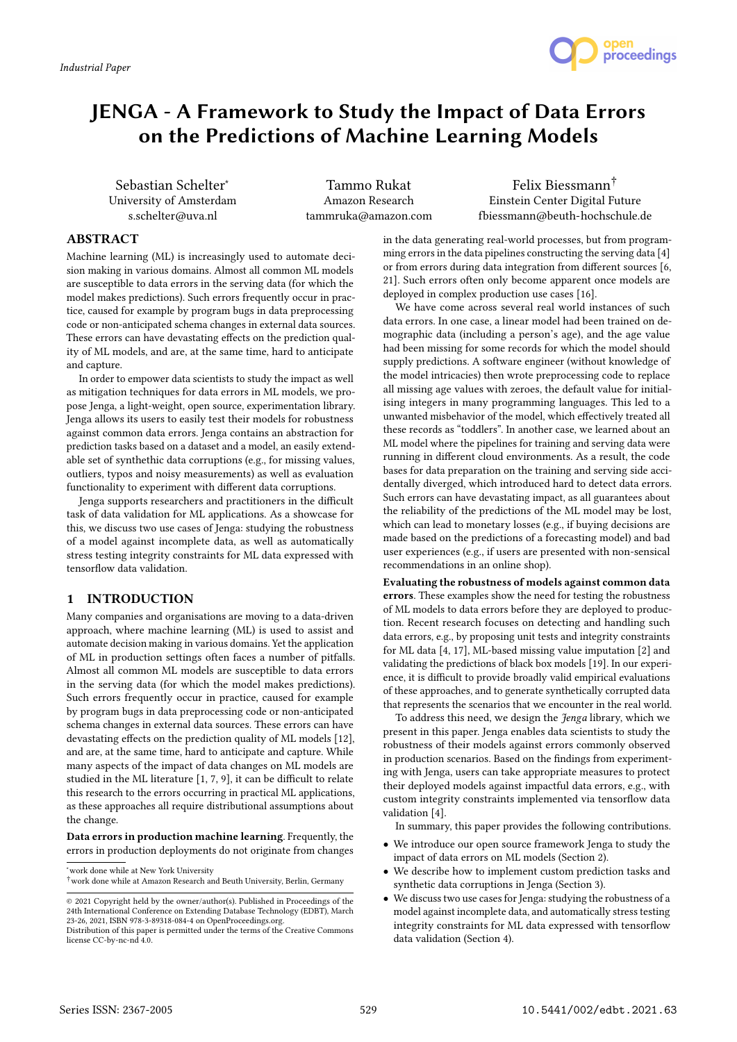*Industrial Paper*

# JENGA - A Framework to Study the Impact of Data Errors on the Predictions of Machine Learning Models

Sebastian Schelter[*]
University of Amsterdam
s.schelter@uva.nl

Tammo Rukat
Amazon Research
tammruka@amazon.com

Felix Biessmann[†]
Einstein Center Digital Future
fbiessmann@beuth-hochschule.de

## ABSTRACT

Machine learning (ML) is increasingly used to automate decision making in various domains. Almost all common ML models are susceptible to data errors in the serving data (for which the model makes predictions). Such errors frequently occur in practice, caused for example by program bugs in data preprocessing code or non-anticipated schema changes in external data sources. These errors can have devastating effects on the prediction quality of ML models, and are, at the same time, hard to anticipate and capture.

In order to empower data scientists to study the impact as well as mitigation techniques for data errors in ML models, we propose Jenga, a light-weight, open source, experimentation library. Jenga allows its users to easily test their models for robustness against common data errors. Jenga contains an abstraction for prediction tasks based on a dataset and a model, an easily extendable set of synthethic data corruptions (e.g., for missing values, outliers, typos and noisy measurements) as well as evaluation functionality to experiment with different data corruptions.

Jenga supports researchers and practitioners in the difficult task of data validation for ML applications. As a showcase for this, we discuss two use cases of Jenga: studying the robustness of a model against incomplete data, as well as automatically stress testing integrity constraints for ML data expressed with tensorflow data validation.

## 1 INTRODUCTION

Many companies and organisations are moving to a data-driven approach, where machine learning (ML) is used to assist and automate decision making in various domains. Yet the application of ML in production settings often faces a number of pitfalls. Almost all common ML models are susceptible to data errors in the serving data (for which the model makes predictions). Such errors frequently occur in practice, caused for example by program bugs in data preprocessing code or non-anticipated schema changes in external data sources. These errors can have devastating effects on the prediction quality of ML models [12], and are, at the same time, hard to anticipate and capture. While many aspects of the impact of data changes on ML models are studied in the ML literature [1, 7, 9], it can be difficult to relate this research to the errors occurring in practical ML applications, as these approaches all require distributional assumptions about the change.

**Data errors in production machine learning**. Frequently, the errors in production deployments do not originate from changes in the data generating real-world processes, but from programming errors in the data pipelines constructing the serving data [4] or from errors during data integration from different sources [6, 21]. Such errors often only become apparent once models are deployed in complex production use cases [16].

We have come across several real world instances of such data errors. In one case, a linear model had been trained on demographic data (including a person's age), and the age value had been missing for some records for which the model should supply predictions. A software engineer (without knowledge of the model intricacies) then wrote preprocessing code to replace all missing age values with zeroes, the default value for initialising integers in many programming languages. This led to a unwanted misbehavior of the model, which effectively treated all these records as "toddlers". In another case, we learned about an ML model where the pipelines for training and serving data were running in different cloud environments. As a result, the code bases for data preparation on the training and serving side accidentally diverged, which introduced hard to detect data errors. Such errors can have devastating impact, as all guarantees about the reliability of the predictions of the ML model may be lost, which can lead to monetary losses (e.g., if buying decisions are made based on the predictions of a forecasting model) and bad user experiences (e.g., if users are presented with non-sensical recommendations in an online shop).

**Evaluating the robustness of models against common data errors**. These examples show the need for testing the robustness of ML models to data errors before they are deployed to production. Recent research focuses on detecting and handling such data errors, e.g., by proposing unit tests and integrity constraints for ML data [4, 17], ML-based missing value imputation [2] and validating the predictions of black box models [19]. In our experience, it is difficult to provide broadly valid empirical evaluations of these approaches, and to generate synthetically corrupted data that represents the scenarios that we encounter in the real world.

To address this need, we design the *Jenga* library, which we present in this paper. Jenga enables data scientists to study the robustness of their models against errors commonly observed in production scenarios. Based on the findings from experimenting with Jenga, users can take appropriate measures to protect their deployed models against impactful data errors, e.g., with custom integrity constraints implemented via tensorflow data validation [4].

In summary, this paper provides the following contributions.

- We introduce our open source framework Jenga to study the impact of data errors on ML models (Section 2).
- We describe how to implement custom prediction tasks and synthetic data corruptions in Jenga (Section 3).
- We discuss two use cases for Jenga: studying the robustness of a model against incomplete data, and automatically stress testing integrity constraints for ML data expressed with tensorflow data validation (Section 4).

[*] work done while at New York University
[†] work done while at Amazon Research and Beuth University, Berlin, Germany

© 2021 Copyright held by the owner/author(s). Published in Proceedings of the 24th International Conference on Extending Database Technology (EDBT), March 23-26, 2021, ISBN 978-3-89318-084-4 on OpenProceedings.org.
Distribution of this paper is permitted under the terms of the Creative Commons license CC-by-nc-nd 4.0.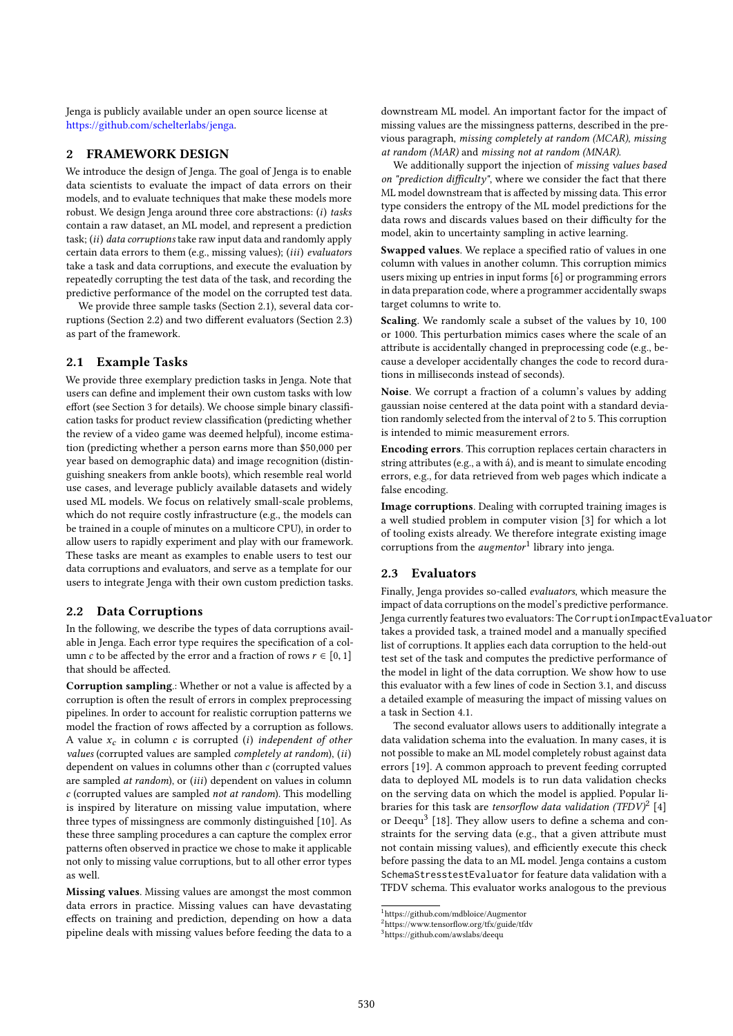Jenga is publicly available under an open source license at https://github.com/schelterlabs/jenga.

## 2 FRAMEWORK DESIGN

We introduce the design of Jenga. The goal of Jenga is to enable data scientists to evaluate the impact of data errors on their models, and to evaluate techniques that make these models more robust. We design Jenga around three core abstractions: (*i*) *tasks* contain a raw dataset, an ML model, and represent a prediction task; (*ii*) *data corruptions* take raw input data and randomly apply certain data errors to them (e.g., missing values); (*iii*) *evaluators* take a task and data corruptions, and execute the evaluation by repeatedly corrupting the test data of the task, and recording the predictive performance of the model on the corrupted test data.

We provide three sample tasks (Section 2.1), several data corruptions (Section 2.2) and two different evaluators (Section 2.3) as part of the framework.

### 2.1 Example Tasks

We provide three exemplary prediction tasks in Jenga. Note that users can define and implement their own custom tasks with low effort (see Section 3 for details). We choose simple binary classification tasks for product review classification (predicting whether the review of a video game was deemed helpful), income estimation (predicting whether a person earns more than $50,000 per year based on demographic data) and image recognition (distinguishing sneakers from ankle boots), which resemble real world use cases, and leverage publicly available datasets and widely used ML models. We focus on relatively small-scale problems, which do not require costly infrastructure (e.g., the models can be trained in a couple of minutes on a multicore CPU), in order to allow users to rapidly experiment and play with our framework. These tasks are meant as examples to enable users to test our data corruptions and evaluators, and serve as a template for our users to integrate Jenga with their own custom prediction tasks.

### 2.2 Data Corruptions

In the following, we describe the types of data corruptions available in Jenga. Each error type requires the specification of a column $c$ to be affected by the error and a fraction of rows $r \in [0, 1]$ that should be affected.

**Corruption sampling**.: Whether or not a value is affected by a corruption is often the result of errors in complex preprocessing pipelines. In order to account for realistic corruption patterns we model the fraction of rows affected by a corruption as follows. A value $x_c$ in column $c$ is corrupted (*i*) *independent of other values* (corrupted values are sampled *completely at random*), (*ii*) dependent on values in columns other than $c$ (corrupted values are sampled *at random*), or (*iii*) dependent on values in column $c$ (corrupted values are sampled *not at random*). This modelling is inspired by literature on missing value imputation, where three types of missingness are commonly distinguished [10]. As these three sampling procedures a can capture the complex error patterns often observed in practice we chose to make it applicable not only to missing value corruptions, but to all other error types as well.

**Missing values**. Missing values are amongst the most common data errors in practice. Missing values can have devastating effects on training and prediction, depending on how a data pipeline deals with missing values before feeding the data to a downstream ML model. An important factor for the impact of missing values are the missingness patterns, described in the previous paragraph, *missing completely at random (MCAR)*, *missing at random (MAR)* and *missing not at random (MNAR)*.

We additionally support the injection of *missing values based on "prediction difficulty"*, where we consider the fact that there ML model downstream that is affected by missing data. This error type considers the entropy of the ML model predictions for the data rows and discards values based on their difficulty for the model, akin to uncertainty sampling in active learning.

**Swapped values**. We replace a specified ratio of values in one column with values in another column. This corruption mimics users mixing up entries in input forms [6] or programming errors in data preparation code, where a programmer accidentally swaps target columns to write to.

**Scaling**. We randomly scale a subset of the values by 10, 100 or 1000. This perturbation mimics cases where the scale of an attribute is accidentally changed in preprocessing code (e.g., because a developer accidentally changes the code to record durations in milliseconds instead of seconds).

**Noise**. We corrupt a fraction of a column's values by adding gaussian noise centered at the data point with a standard deviation randomly selected from the interval of 2 to 5. This corruption is intended to mimic measurement errors.

**Encoding errors**. This corruption replaces certain characters in string attributes (e.g., a with á), and is meant to simulate encoding errors, e.g., for data retrieved from web pages which indicate a false encoding.

**Image corruptions**. Dealing with corrupted training images is a well studied problem in computer vision [3] for which a lot of tooling exists already. We therefore integrate existing image corruptions from the *augmentor*[1] library into jenga.

### 2.3 Evaluators

Finally, Jenga provides so-called *evaluators*, which measure the impact of data corruptions on the model's predictive performance. Jenga currently features two evaluators: The `CorruptionImpactEvaluator` takes a provided task, a trained model and a manually specified list of corruptions. It applies each data corruption to the held-out test set of the task and computes the predictive performance of the model in light of the data corruption. We show how to use this evaluator with a few lines of code in Section 3.1, and discuss a detailed example of measuring the impact of missing values on a task in Section 4.1.

The second evaluator allows users to additionally integrate a data validation schema into the evaluation. In many cases, it is not possible to make an ML model completely robust against data errors [19]. A common approach to prevent feeding corrupted data to deployed ML models is to run data validation checks on the serving data on which the model is applied. Popular libraries for this task are *tensorflow data validation (TFDV)*[2] [4] or Deequ[3] [18]. They allow users to define a schema and constraints for the serving data (e.g., that a given attribute must not contain missing values), and efficiently execute this check before passing the data to an ML model. Jenga contains a custom `SchemaStresstestEvaluator` for feature data validation with a TFDV schema. This evaluator works analogous to the previous

[1] https://github.com/mdbloice/Augmentor
[2] https://www.tensorflow.org/tfx/guide/tfdv
[3] https://github.com/awslabs/deequ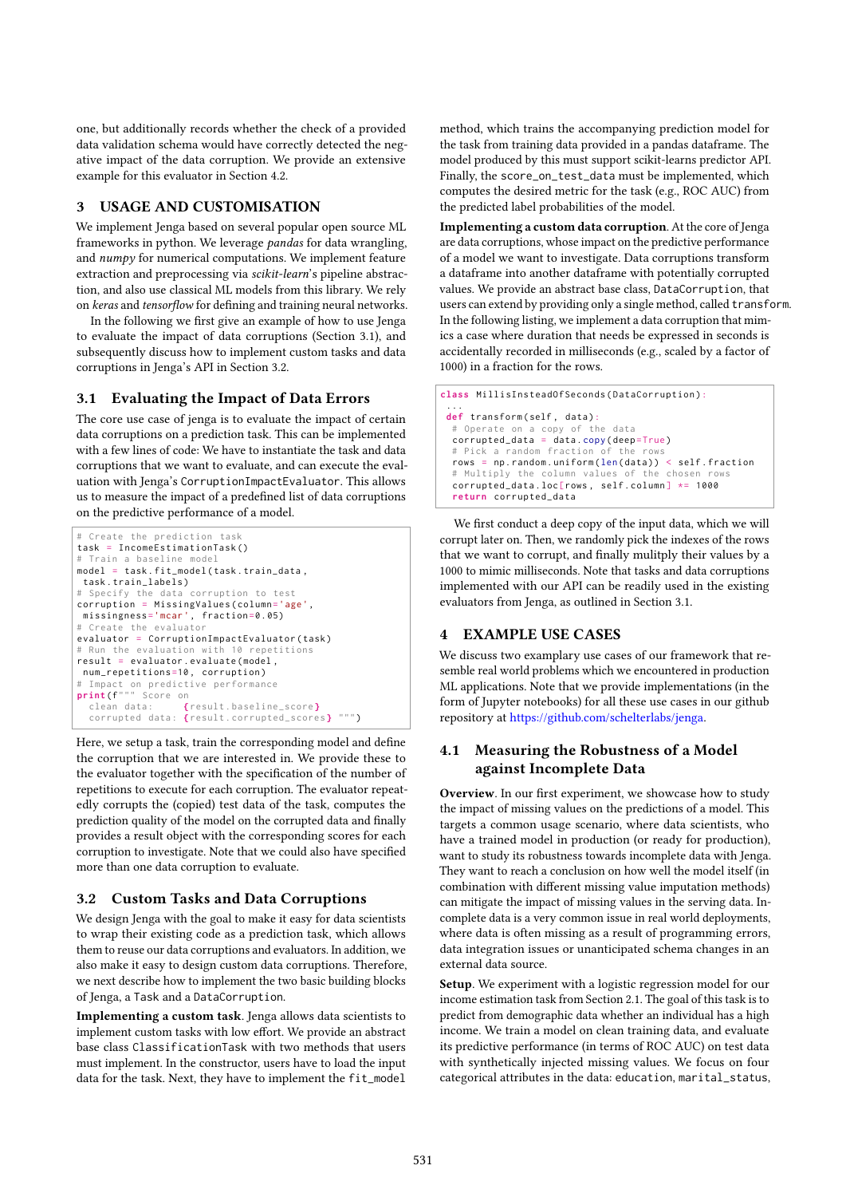one, but additionally records whether the check of a provided data validation schema would have correctly detected the negative impact of the data corruption. We provide an extensive example for this evaluator in Section 4.2.

## 3 USAGE AND CUSTOMISATION

We implement Jenga based on several popular open source ML frameworks in python. We leverage *pandas* for data wrangling, and *numpy* for numerical computations. We implement feature extraction and preprocessing via *scikit-learn*'s pipeline abstraction, and also use classical ML models from this library. We rely on *keras* and *tensorflow* for defining and training neural networks.

In the following we first give an example of how to use Jenga to evaluate the impact of data corruptions (Section 3.1), and subsequently discuss how to implement custom tasks and data corruptions in Jenga's API in Section 3.2.

### 3.1 Evaluating the Impact of Data Errors

The core use case of jenga is to evaluate the impact of certain data corruptions on a prediction task. This can be implemented with a few lines of code: We have to instantiate the task and data corruptions that we want to evaluate, and can execute the evaluation with Jenga's `CorruptionImpactEvaluator`. This allows us to measure the impact of a predefined list of data corruptions on the predictive performance of a model.

```
# Create the prediction task
task = IncomeEstimationTask()
# Train a baseline model
model = task.fit_model(task.train_data,
 task.train_labels)
# Specify the data corruption to test
corruption = MissingValues(column='age',
 missingness='mcar', fraction=0.05)
# Create the evaluator
evaluator = CorruptionImpactEvaluator(task)
# Run the evaluation with 10 repetitions
result = evaluator.evaluate(model,
 num_repetitions=10, corruption)
# Impact on predictive performance
print(f""" Score on
  clean data:     {result.baseline_score}
  corrupted data: {result.corrupted_scores} """)
```

Here, we setup a task, train the corresponding model and define the corruption that we are interested in. We provide these to the evaluator together with the specification of the number of repetitions to execute for each corruption. The evaluator repeatedly corrupts the (copied) test data of the task, computes the prediction quality of the model on the corrupted data and finally provides a result object with the corresponding scores for each corruption to investigate. Note that we could also have specified more than one data corruption to evaluate.

### 3.2 Custom Tasks and Data Corruptions

We design Jenga with the goal to make it easy for data scientists to wrap their existing code as a prediction task, which allows them to reuse our data corruptions and evaluators. In addition, we also make it easy to design custom data corruptions. Therefore, we next describe how to implement the two basic building blocks of Jenga, a `Task` and a `DataCorruption`.

**Implementing a custom task**. Jenga allows data scientists to implement custom tasks with low effort. We provide an abstract base class `ClassificationTask` with two methods that users must implement. In the constructor, users have to load the input data for the task. Next, they have to implement the `fit_model` method, which trains the accompanying prediction model for the task from training data provided in a pandas dataframe. The model produced by this must support scikit-learns predictor API. Finally, the `score_on_test_data` must be implemented, which computes the desired metric for the task (e.g., ROC AUC) from the predicted label probabilities of the model.

**Implementing a custom data corruption**. At the core of Jenga are data corruptions, whose impact on the predictive performance of a model we want to investigate. Data corruptions transform a dataframe into another dataframe with potentially corrupted values. We provide an abstract base class, `DataCorruption`, that users can extend by providing only a single method, called `transform`. In the following listing, we implement a data corruption that mimics a case where duration that needs be expressed in seconds is accidentally recorded in milliseconds (e.g., scaled by a factor of 1000) in a fraction for the rows.

```
class MillisInsteadOfSeconds(DataCorruption):
 ...
 def transform(self, data):
  # Operate on a copy of the data
  corrupted_data = data.copy(deep=True)
  # Pick a random fraction of the rows
  rows = np.random.uniform(len(data)) < self.fraction
  # Multiply the column values of the chosen rows
  corrupted_data.loc[rows, self.column] *= 1000
  return corrupted_data
```

We first conduct a deep copy of the input data, which we will corrupt later on. Then, we randomly pick the indexes of the rows that we want to corrupt, and finally mulitply their values by a 1000 to mimic milliseconds. Note that tasks and data corruptions implemented with our API can be readily used in the existing evaluators from Jenga, as outlined in Section 3.1.

## 4 EXAMPLE USE CASES

We discuss two examplary use cases of our framework that resemble real world problems which we encountered in production ML applications. Note that we provide implementations (in the form of Jupyter notebooks) for all these use cases in our github repository at https://github.com/schelterlabs/jenga.

### 4.1 Measuring the Robustness of a Model against Incomplete Data

**Overview**. In our first experiment, we showcase how to study the impact of missing values on the predictions of a model. This targets a common usage scenario, where data scientists, who have a trained model in production (or ready for production), want to study its robustness towards incomplete data with Jenga. They want to reach a conclusion on how well the model itself (in combination with different missing value imputation methods) can mitigate the impact of missing values in the serving data. Incomplete data is a very common issue in real world deployments, where data is often missing as a result of programming errors, data integration issues or unanticipated schema changes in an external data source.

**Setup**. We experiment with a logistic regression model for our income estimation task from Section 2.1. The goal of this task is to predict from demographic data whether an individual has a high income. We train a model on clean training data, and evaluate its predictive performance (in terms of ROC AUC) on test data with synthetically injected missing values. We focus on four categorical attributes in the data: `education`, `marital_status`,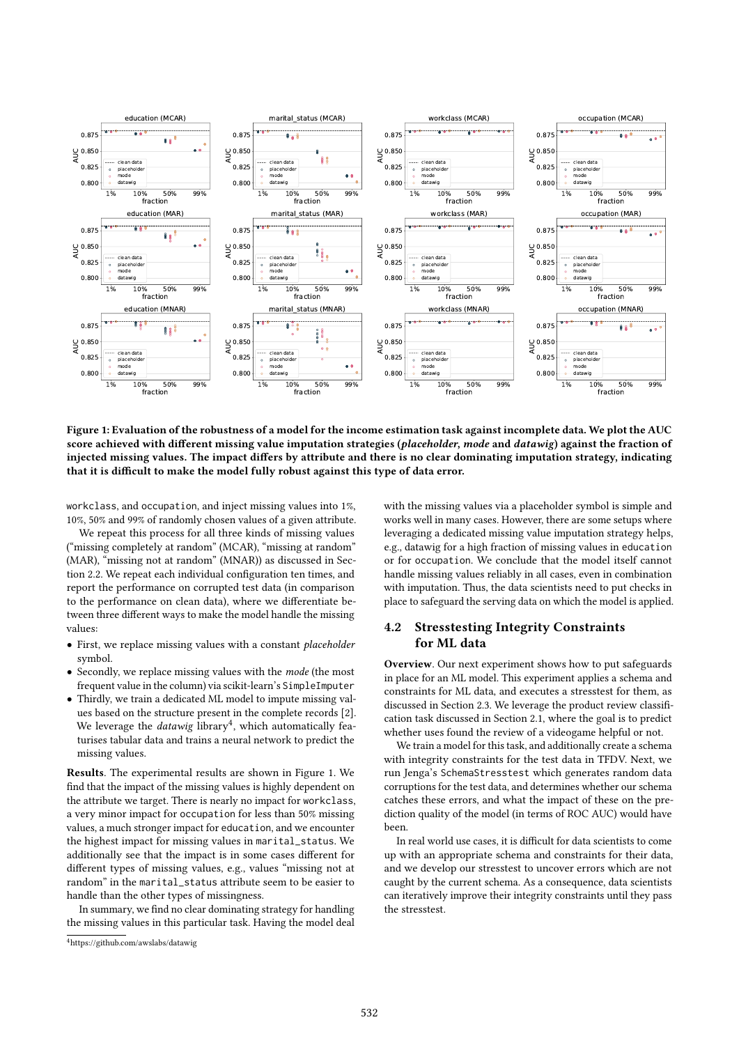**Figure 1: Evaluation of the robustness of a model for the income estimation task against incomplete data. We plot the AUC score achieved with different missing value imputation strategies (*placeholder, mode* and *datawig*) against the fraction of injected missing values. The impact differs by attribute and there is no clear dominating imputation strategy, indicating that it is difficult to make the model fully robust against this type of data error.**

workclass, and occupation, and inject missing values into 1%, 10%, 50% and 99% of randomly chosen values of a given attribute.

We repeat this process for all three kinds of missing values ("missing completely at random" (MCAR), "missing at random" (MAR), "missing not at random" (MNAR)) as discussed in Section 2.2. We repeat each individual configuration ten times, and report the performance on corrupted test data (in comparison to the performance on clean data), where we differentiate between three different ways to make the model handle the missing values:

- First, we replace missing values with a constant *placeholder* symbol.
- Secondly, we replace missing values with the *mode* (the most frequent value in the column) via scikit-learn's SimpleImputer
- Thirdly, we train a dedicated ML model to impute missing values based on the structure present in the complete records [2]. We leverage the *datawig* library[4], which automatically featurises tabular data and trains a neural network to predict the missing values.

**Results**. The experimental results are shown in Figure 1. We find that the impact of the missing values is highly dependent on the attribute we target. There is nearly no impact for workclass, a very minor impact for occupation for less than 50% missing values, a much stronger impact for education, and we encounter the highest impact for missing values in marital_status. We additionally see that the impact is in some cases different for different types of missing values, e.g., values "missing not at random" in the marital_status attribute seem to be easier to handle than the other types of missingness.

In summary, we find no clear dominating strategy for handling the missing values in this particular task. Having the model deal with the missing values via a placeholder symbol is simple and works well in many cases. However, there are some setups where leveraging a dedicated missing value imputation strategy helps, e.g., datawig for a high fraction of missing values in education or for occupation. We conclude that the model itself cannot handle missing values reliably in all cases, even in combination with imputation. Thus, the data scientists need to put checks in place to safeguard the serving data on which the model is applied.

## 4.2 Stresstesting Integrity Constraints for ML data

**Overview**. Our next experiment shows how to put safeguards in place for an ML model. This experiment applies a schema and constraints for ML data, and executes a stresstest for them, as discussed in Section 2.3. We leverage the product review classification task discussed in Section 2.1, where the goal is to predict whether uses found the review of a videogame helpful or not.

We train a model for this task, and additionally create a schema with integrity constraints for the test data in TFDV. Next, we run Jenga's SchemaStresstest which generates random data corruptions for the test data, and determines whether our schema catches these errors, and what the impact of these on the prediction quality of the model (in terms of ROC AUC) would have been.

In real world use cases, it is difficult for data scientists to come up with an appropriate schema and constraints for their data, and we develop our stresstest to uncover errors which are not caught by the current schema. As a consequence, data scientists can iteratively improve their integrity constraints until they pass the stresstest.

[4] https://github.com/awslabs/datawig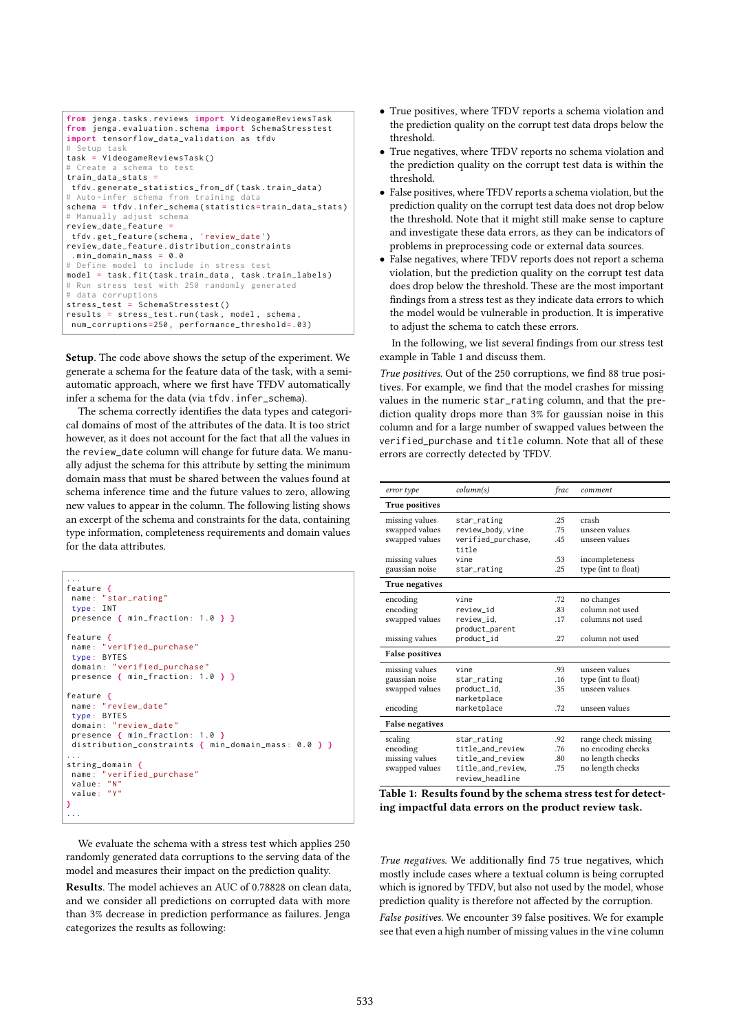```python
from jenga.tasks.reviews import VideogameReviewsTask
from jenga.evaluation.schema import SchemaStresstest
import tensorflow_data_validation as tfdv
# Setup task
task = VideogameReviewsTask()
# Create a schema to test
train_data_stats =
 tfdv.generate_statistics_from_df(task.train_data)
# Auto-infer schema from training data
schema = tfdv.infer_schema(statistics=train_data_stats)
# Manually adjust schema
review_date_feature =
 tfdv.get_feature(schema, 'review_date')
review_date_feature.distribution_constraints
 .min_domain_mass = 0.0
# Define model to include in stress test
model = task.fit(task.train_data, task.train_labels)
# Run stress test with 250 randomly generated
# data corruptions
stress_test = SchemaStresstest()
results = stress_test.run(task, model, schema,
 num_corruptions=250, performance_threshold=.03)
```

**Setup**. The code above shows the setup of the experiment. We generate a schema for the feature data of the task, with a semi-automatic approach, where we first have TFDV automatically infer a schema for the data (via `tfdv.infer_schema`).

The schema correctly identifies the data types and categorical domains of most of the attributes of the data. It is too strict however, as it does not account for the fact that all the values in the `review_date` column will change for future data. We manually adjust the schema for this attribute by setting the minimum domain mass that must be shared between the values found at schema inference time and the future values to zero, allowing new values to appear in the column. The following listing shows an excerpt of the schema and constraints for the data, containing type information, completeness requirements and domain values for the data attributes.

```
...
feature {
 name: "star_rating"
 type: INT
 presence { min_fraction: 1.0 } }

feature {
 name: "verified_purchase"
 type: BYTES
 domain: "verified_purchase"
 presence { min_fraction: 1.0 } }

feature {
 name: "review_date"
 type: BYTES
 domain: "review_date"
 presence { min_fraction: 1.0 }
 distribution_constraints { min_domain_mass: 0.0 } }
...
string_domain {
 name: "verified_purchase"
 value: "N"
 value: "Y"
}
...
```

We evaluate the schema with a stress test which applies 250 randomly generated data corruptions to the serving data of the model and measures their impact on the prediction quality.

**Results**. The model achieves an AUC of 0.78828 on clean data, and we consider all predictions on corrupted data with more than 3% decrease in prediction performance as failures. Jenga categorizes the results as following:

- True positives, where TFDV reports a schema violation and the prediction quality on the corrupt test data drops below the threshold.
- True negatives, where TFDV reports no schema violation and the prediction quality on the corrupt test data is within the threshold.
- False positives, where TFDV reports a schema violation, but the prediction quality on the corrupt test data does not drop below the threshold. Note that it might still make sense to capture and investigate these data errors, as they can be indicators of problems in preprocessing code or external data sources.
- False negatives, where TFDV reports does not report a schema violation, but the prediction quality on the corrupt test data does drop below the threshold. These are the most important findings from a stress test as they indicate data errors to which the model would be vulnerable in production. It is imperative to adjust the schema to catch these errors.

In the following, we list several findings from our stress test example in Table 1 and discuss them.

*True positives.* Out of the 250 corruptions, we find 88 true positives. For example, we find that the model crashes for missing values in the numeric `star_rating` column, and that the prediction quality drops more than 3% for gaussian noise in this column and for a large number of swapped values between the `verified_purchase` and `title` column. Note that all of these errors are correctly detected by TFDV.

| *error type* | *column(s)* | *frac* | *comment* |
|---|---|---|---|
| **True positives** | | | |
| missing values | star_rating | .25 | crash |
| swapped values | review_body, vine | .75 | unseen values |
| swapped values | verified_purchase, title | .45 | unseen values |
| missing values | vine | .53 | incompleteness |
| gaussian noise | star_rating | .25 | type (int to float) |
| **True negatives** | | | |
| encoding | vine | .72 | no changes |
| encoding | review_id | .83 | column not used |
| swapped values | review_id, product_parent | .17 | columns not used |
| missing values | product_id | .27 | column not used |
| **False positives** | | | |
| missing values | vine | .93 | unseen values |
| gaussian noise | star_rating | .16 | type (int to float) |
| swapped values | product_id, marketplace | .35 | unseen values |
| encoding | marketplace | .72 | unseen values |
| **False negatives** | | | |
| scaling | star_rating | .92 | range check missing |
| encoding | title_and_review | .76 | no encoding checks |
| missing values | title_and_review | .80 | no length checks |
| swapped values | title_and_review, review_headline | .75 | no length checks |

**Table 1: Results found by the schema stress test for detecting impactful data errors on the product review task.**

*True negatives.* We additionally find 75 true negatives, which mostly include cases where a textual column is being corrupted which is ignored by TFDV, but also not used by the model, whose prediction quality is therefore not affected by the corruption.

*False positives.* We encounter 39 false positives. We for example see that even a high number of missing values in the `vine` column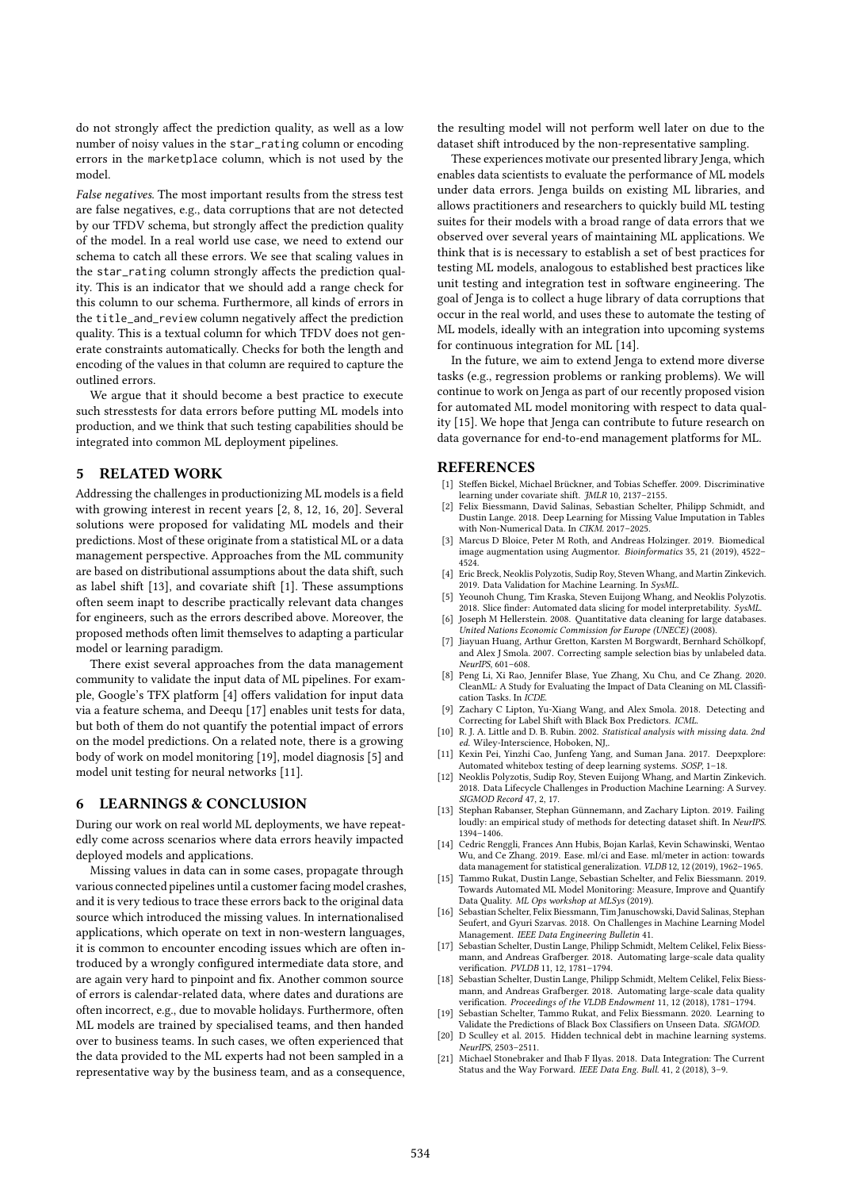do not strongly affect the prediction quality, as well as a low number of noisy values in the star_rating column or encoding errors in the marketplace column, which is not used by the model.

*False negatives.* The most important results from the stress test are false negatives, e.g., data corruptions that are not detected by our TFDV schema, but strongly affect the prediction quality of the model. In a real world use case, we need to extend our schema to catch all these errors. We see that scaling values in the star_rating column strongly affects the prediction quality. This is an indicator that we should add a range check for this column to our schema. Furthermore, all kinds of errors in the title_and_review column negatively affect the prediction quality. This is a textual column for which TFDV does not generate constraints automatically. Checks for both the length and encoding of the values in that column are required to capture the outlined errors.

We argue that it should become a best practice to execute such stresstests for data errors before putting ML models into production, and we think that such testing capabilities should be integrated into common ML deployment pipelines.

## 5 RELATED WORK

Addressing the challenges in productionizing ML models is a field with growing interest in recent years [2, 8, 12, 16, 20]. Several solutions were proposed for validating ML models and their predictions. Most of these originate from a statistical ML or a data management perspective. Approaches from the ML community are based on distributional assumptions about the data shift, such as label shift [13], and covariate shift [1]. These assumptions often seem inapt to describe practically relevant data changes for engineers, such as the errors described above. Moreover, the proposed methods often limit themselves to adapting a particular model or learning paradigm.

There exist several approaches from the data management community to validate the input data of ML pipelines. For example, Google's TFX platform [4] offers validation for input data via a feature schema, and Deequ [17] enables unit tests for data, but both of them do not quantify the potential impact of errors on the model predictions. On a related note, there is a growing body of work on model monitoring [19], model diagnosis [5] and model unit testing for neural networks [11].

## 6 LEARNINGS & CONCLUSION

During our work on real world ML deployments, we have repeatedly come across scenarios where data errors heavily impacted deployed models and applications.

Missing values in data can in some cases, propagate through various connected pipelines until a customer facing model crashes, and it is very tedious to trace these errors back to the original data source which introduced the missing values. In internationalised applications, which operate on text in non-western languages, it is common to encounter encoding issues which are often introduced by a wrongly configured intermediate data store, and are again very hard to pinpoint and fix. Another common source of errors is calendar-related data, where dates and durations are often incorrect, e.g., due to movable holidays. Furthermore, often ML models are trained by specialised teams, and then handed over to business teams. In such cases, we often experienced that the data provided to the ML experts had not been sampled in a representative way by the business team, and as a consequence, the resulting model will not perform well later on due to the dataset shift introduced by the non-representative sampling.

These experiences motivate our presented library Jenga, which enables data scientists to evaluate the performance of ML models under data errors. Jenga builds on existing ML libraries, and allows practitioners and researchers to quickly build ML testing suites for their models with a broad range of data errors that we observed over several years of maintaining ML applications. We think that is is necessary to establish a set of best practices for testing ML models, analogous to established best practices like unit testing and integration test in software engineering. The goal of Jenga is to collect a huge library of data corruptions that occur in the real world, and uses these to automate the testing of ML models, ideally with an integration into upcoming systems for continuous integration for ML [14].

In the future, we aim to extend Jenga to extend more diverse tasks (e.g., regression problems or ranking problems). We will continue to work on Jenga as part of our recently proposed vision for automated ML model monitoring with respect to data quality [15]. We hope that Jenga can contribute to future research on data governance for end-to-end management platforms for ML.

## REFERENCES

[1] Steffen Bickel, Michael Brückner, and Tobias Scheffer. 2009. Discriminative learning under covariate shift. *JMLR* 10, 2137–2155.

[2] Felix Biessmann, David Salinas, Sebastian Schelter, Philipp Schmidt, and Dustin Lange. 2018. Deep Learning for Missing Value Imputation in Tables with Non-Numerical Data. In *CIKM.* 2017–2025.

[3] Marcus D Bloice, Peter M Roth, and Andreas Holzinger. 2019. Biomedical image augmentation using Augmentor. *Bioinformatics* 35, 21 (2019), 4522–4524.

[4] Eric Breck, Neoklis Polyzotis, Sudip Roy, Steven Whang, and Martin Zinkevich. 2019. Data Validation for Machine Learning. In *SysML*.

[5] Yeounoh Chung, Tim Kraska, Steven Euijong Whang, and Neoklis Polyzotis. 2018. Slice finder: Automated data slicing for model interpretability. *SysML*.

[6] Joseph M Hellerstein. 2008. Quantitative data cleaning for large databases. *United Nations Economic Commission for Europe (UNECE)* (2008).

[7] Jiayuan Huang, Arthur Gretton, Karsten M Borgwardt, Bernhard Schölkopf, and Alex J Smola. 2007. Correcting sample selection bias by unlabeled data. *NeurIPS*, 601–608.

[8] Peng Li, Xi Rao, Jennifer Blase, Yue Zhang, Xu Chu, and Ce Zhang. 2020. CleanML: A Study for Evaluating the Impact of Data Cleaning on ML Classification Tasks. In *ICDE.*

[9] Zachary C Lipton, Yu-Xiang Wang, and Alex Smola. 2018. Detecting and Correcting for Label Shift with Black Box Predictors. *ICML*.

[10] R. J. A. Little and D. B. Rubin. 2002. *Statistical analysis with missing data. 2nd ed.* Wiley-Interscience, Hoboken, NJ,.

[11] Kexin Pei, Yinzhi Cao, Junfeng Yang, and Suman Jana. 2017. Deepxplore: Automated whitebox testing of deep learning systems. *SOSP*, 1–18.

[12] Neoklis Polyzotis, Sudip Roy, Steven Euijong Whang, and Martin Zinkevich. 2018. Data Lifecycle Challenges in Production Machine Learning: A Survey. *SIGMOD Record* 47, 2, 17.

[13] Stephan Rabanser, Stephan Günnemann, and Zachary Lipton. 2019. Failing loudly: an empirical study of methods for detecting dataset shift. In *NeurIPS.* 1394–1406.

[14] Cedric Renggli, Frances Ann Hubis, Bojan Karlaš, Kevin Schawinski, Wentao Wu, and Ce Zhang. 2019. Ease. ml/ci and Ease. ml/meter in action: towards data management for statistical generalization. *VLDB* 12, 12 (2019), 1962–1965.

[15] Tammo Rukat, Dustin Lange, Sebastian Schelter, and Felix Biessmann. 2019. Towards Automated ML Model Monitoring: Measure, Improve and Quantify Data Quality. *ML Ops workshop at MLSys* (2019).

[16] Sebastian Schelter, Felix Biessmann, Tim Januschowski, David Salinas, Stephan Seufert, and Gyuri Szarvas. 2018. On Challenges in Machine Learning Model Management. *IEEE Data Engineering Bulletin* 41.

[17] Sebastian Schelter, Dustin Lange, Philipp Schmidt, Meltem Celikel, Felix Biessmann, and Andreas Grafberger. 2018. Automating large-scale data quality verification. *PVLDB* 11, 12, 1781–1794.

[18] Sebastian Schelter, Dustin Lange, Philipp Schmidt, Meltem Celikel, Felix Biessmann, and Andreas Grafberger. 2018. Automating large-scale data quality verification. *Proceedings of the VLDB Endowment* 11, 12 (2018), 1781–1794.

[19] Sebastian Schelter, Tammo Rukat, and Felix Biessmann. 2020. Learning to Validate the Predictions of Black Box Classifiers on Unseen Data. *SIGMOD.*

[20] D Sculley et al. 2015. Hidden technical debt in machine learning systems. *NeurIPS*, 2503–2511.

[21] Michael Stonebraker and Ihab F Ilyas. 2018. Data Integration: The Current Status and the Way Forward. *IEEE Data Eng. Bull.* 41, 2 (2018), 3–9.